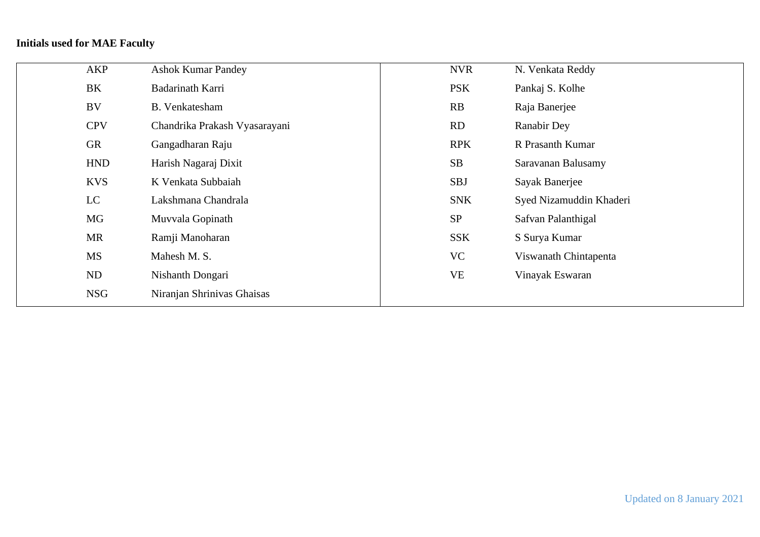**Initials used for MAE Faculty**

| | | | |
|---|---|---|---|
| AKP | Ashok Kumar Pandey | NVR | N. Venkata Reddy |
| BK | Badarinath Karri | PSK | Pankaj S. Kolhe |
| BV | B. Venkatesham | RB | Raja Banerjee |
| CPV | Chandrika Prakash Vyasarayani | RD | Ranabir Dey |
| GR | Gangadharan Raju | RPK | R Prasanth Kumar |
| HND | Harish Nagaraj Dixit | SB | Saravanan Balusamy |
| KVS | K Venkata Subbaiah | SBJ | Sayak Banerjee |
| LC | Lakshmana Chandrala | SNK | Syed Nizamuddin Khaderi |
| MG | Muvvala Gopinath | SP | Safvan Palanthigal |
| MR | Ramji Manoharan | SSK | S Surya Kumar |
| MS | Mahesh M. S. | VC | Viswanath Chintapenta |
| ND | Nishanth Dongari | VE | Vinayak Eswaran |
| NSG | Niranjan Shrinivas Ghaisas | | |

Updated on 8 January 2021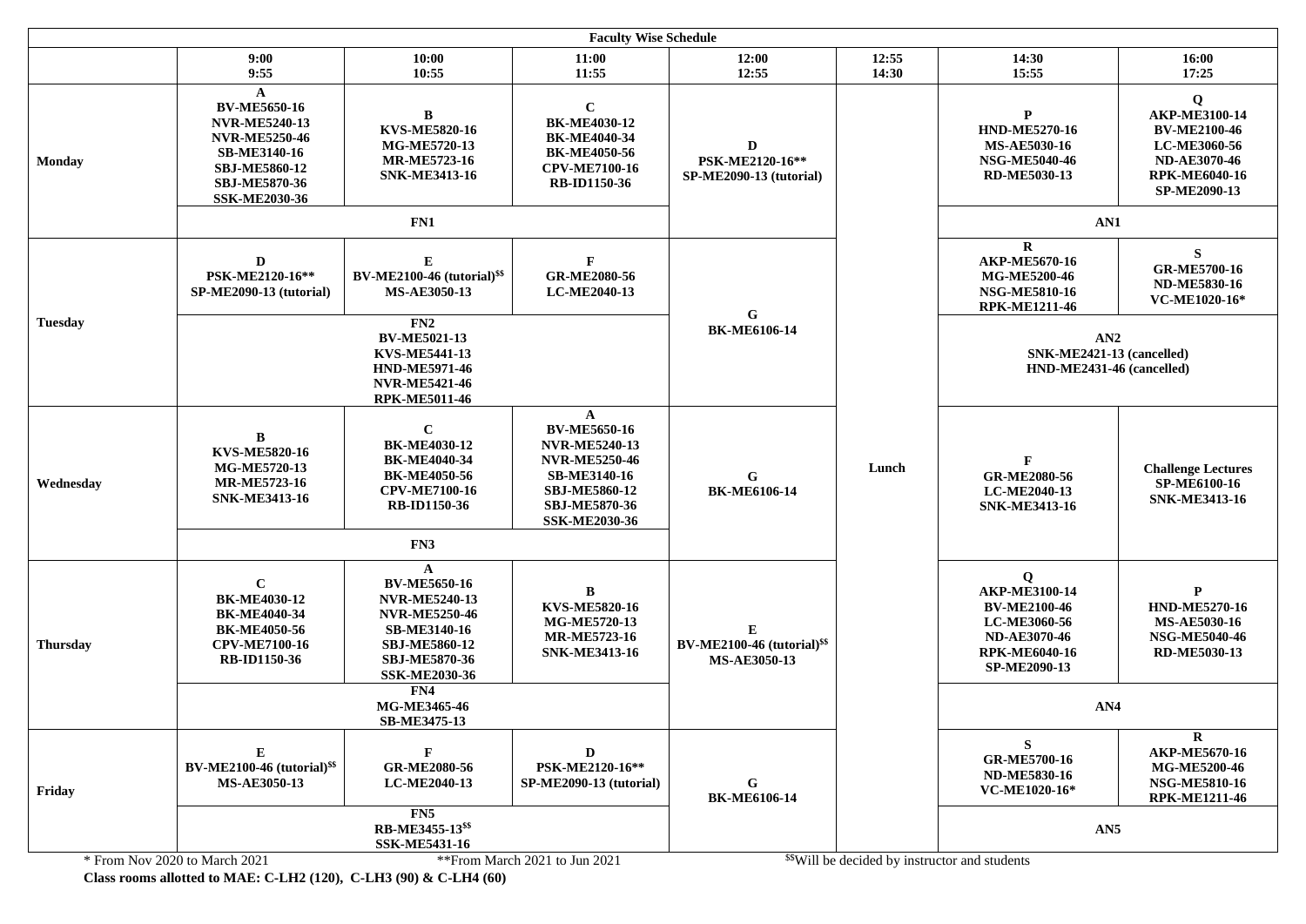# Faculty Wise Schedule

| | 9:00 9:55 | 10:00 10:55 | 11:00 11:55 | 12:00 12:55 | 12:55 14:30 | 14:30 15:55 | 16:00 17:25 |
|---|---|---|---|---|---|---|---|
| **Monday** | **A** BV-ME5650-16 NVR-ME5240-13 NVR-ME5250-46 SB-ME3140-16 SBJ-ME5860-12 SBJ-ME5870-36 SSK-ME2030-36 | **B** KVS-ME5820-16 MG-ME5720-13 MR-ME5723-16 SNK-ME3413-16 | **C** BK-ME4030-12 BK-ME4040-34 BK-ME4050-56 CPV-ME7100-16 RB-ID1150-36 | **D** PSK-ME2120-16** SP-ME2090-13 (tutorial) | Lunch | **P** HND-ME5270-16 MS-AE5030-16 NSG-ME5040-46 RD-ME5030-13 | **Q** AKP-ME3100-14 BV-ME2100-46 LC-ME3060-56 ND-AE3070-46 RPK-ME6040-16 SP-ME2090-13 |
| | FN1 | | | | | AN1 | |
| **Tuesday** | **D** PSK-ME2120-16** SP-ME2090-13 (tutorial) | **E** BV-ME2100-46 (tutorial)[$$] MS-AE3050-13 | **F** GR-ME2080-56 LC-ME2040-13 | **G** BK-ME6106-14 | | **R** AKP-ME5670-16 MG-ME5200-46 NSG-ME5810-16 RPK-ME1211-46 | **S** GR-ME5700-16 ND-ME5830-16 VC-ME1020-16* |
| | FN2 BV-ME5021-13 KVS-ME5441-13 HND-ME5971-46 NVR-ME5421-46 RPK-ME5011-46 | | | | | AN2 SNK-ME2421-13 (cancelled) HND-ME2431-46 (cancelled) | |
| **Wednesday** | **B** KVS-ME5820-16 MG-ME5720-13 MR-ME5723-16 SNK-ME3413-16 | **C** BK-ME4030-12 BK-ME4040-34 BK-ME4050-56 CPV-ME7100-16 RB-ID1150-36 | **A** BV-ME5650-16 NVR-ME5240-13 NVR-ME5250-46 SB-ME3140-16 SBJ-ME5860-12 SBJ-ME5870-36 SSK-ME2030-36 | **G** BK-ME6106-14 | | **F** GR-ME2080-56 LC-ME2040-13 SNK-ME3413-16 | **Challenge Lectures** SP-ME6100-16 SNK-ME3413-16 |
| | FN3 | | | | | | |
| **Thursday** | **C** BK-ME4030-12 BK-ME4040-34 BK-ME4050-56 CPV-ME7100-16 RB-ID1150-36 | **A** BV-ME5650-16 NVR-ME5240-13 NVR-ME5250-46 SB-ME3140-16 SBJ-ME5860-12 SBJ-ME5870-36 SSK-ME2030-36 | **B** KVS-ME5820-16 MG-ME5720-13 MR-ME5723-16 SNK-ME3413-16 | **E** BV-ME2100-46 (tutorial)[$$] MS-AE3050-13 | | **Q** AKP-ME3100-14 BV-ME2100-46 LC-ME3060-56 ND-AE3070-46 RPK-ME6040-16 SP-ME2090-13 | **P** HND-ME5270-16 MS-AE5030-16 NSG-ME5040-46 RD-ME5030-13 |
| | FN4 MG-ME3465-46 SB-ME3475-13 | | | | | AN4 | |
| **Friday** | **E** BV-ME2100-46 (tutorial)[$$] MS-AE3050-13 | **F** GR-ME2080-56 LC-ME2040-13 | **D** PSK-ME2120-16** SP-ME2090-13 (tutorial) | **G** BK-ME6106-14 | | **S** GR-ME5700-16 ND-ME5830-16 VC-ME1020-16* | **R** AKP-ME5670-16 MG-ME5200-46 NSG-ME5810-16 RPK-ME1211-46 |
| | FN5 RB-ME3455-13[$$] SSK-ME5431-16 | | | | | AN5 | |

\* From Nov 2020 to March 2021 &nbsp;&nbsp;&nbsp; **From March 2021 to Jun 2021 &nbsp;&nbsp;&nbsp; [$$]Will be decided by instructor and students

**Class rooms allotted to MAE: C-LH2 (120), C-LH3 (90) & C-LH4 (60)**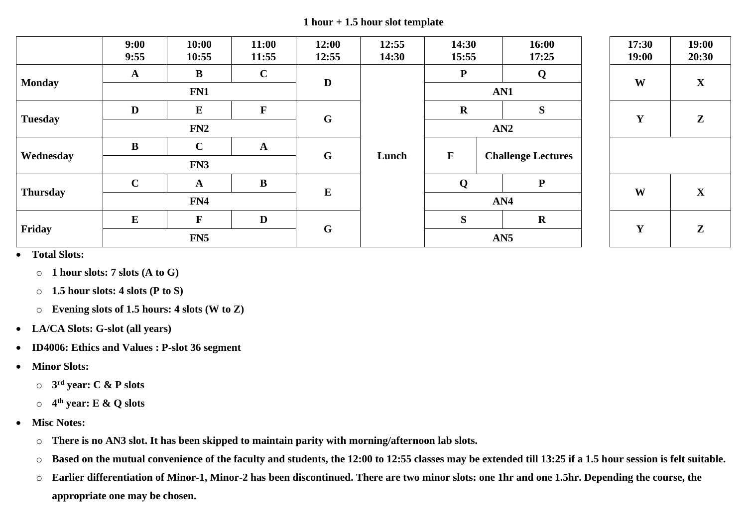# 1 hour + 1.5 hour slot template

| | 9:00<br>9:55 | 10:00<br>10:55 | 11:00<br>11:55 | 12:00<br>12:55 | 12:55<br>14:30 | 14:30<br>15:55 | 16:00<br>17:25 | 17:30<br>19:00 | 19:00<br>20:30 |
|---|---|---|---|---|---|---|---|---|---|
| **Monday** | A | B | C | D | Lunch | P | Q | W | X |
| | FN1 | | | | | AN1 | | | |
| **Tuesday** | D | E | F | G | | R | S | Y | Z |
| | FN2 | | | | | AN2 | | | |
| **Wednesday** | B | C | A | G | | F | Challenge Lectures | | |
| | FN3 | | | | | | | | |
| **Thursday** | C | A | B | E | | Q | P | W | X |
| | FN4 | | | | | AN4 | | | |
| **Friday** | E | F | D | G | | S | R | Y | Z |
| | FN5 | | | | | AN5 | | | |

- **Total Slots:**
  - **1 hour slots: 7 slots (A to G)**
  - **1.5 hour slots: 4 slots (P to S)**
  - **Evening slots of 1.5 hours: 4 slots (W to Z)**
- **LA/CA Slots: G-slot (all years)**
- **ID4006: Ethics and Values : P-slot 36 segment**
- **Minor Slots:**
  - **3rd year: C & P slots**
  - **4th year: E & Q slots**
- **Misc Notes:**
  - **There is no AN3 slot. It has been skipped to maintain parity with morning/afternoon lab slots.**
  - **Based on the mutual convenience of the faculty and students, the 12:00 to 12:55 classes may be extended till 13:25 if a 1.5 hour session is felt suitable.**
  - **Earlier differentiation of Minor-1, Minor-2 has been discontinued. There are two minor slots: one 1hr and one 1.5hr. Depending the course, the appropriate one may be chosen.**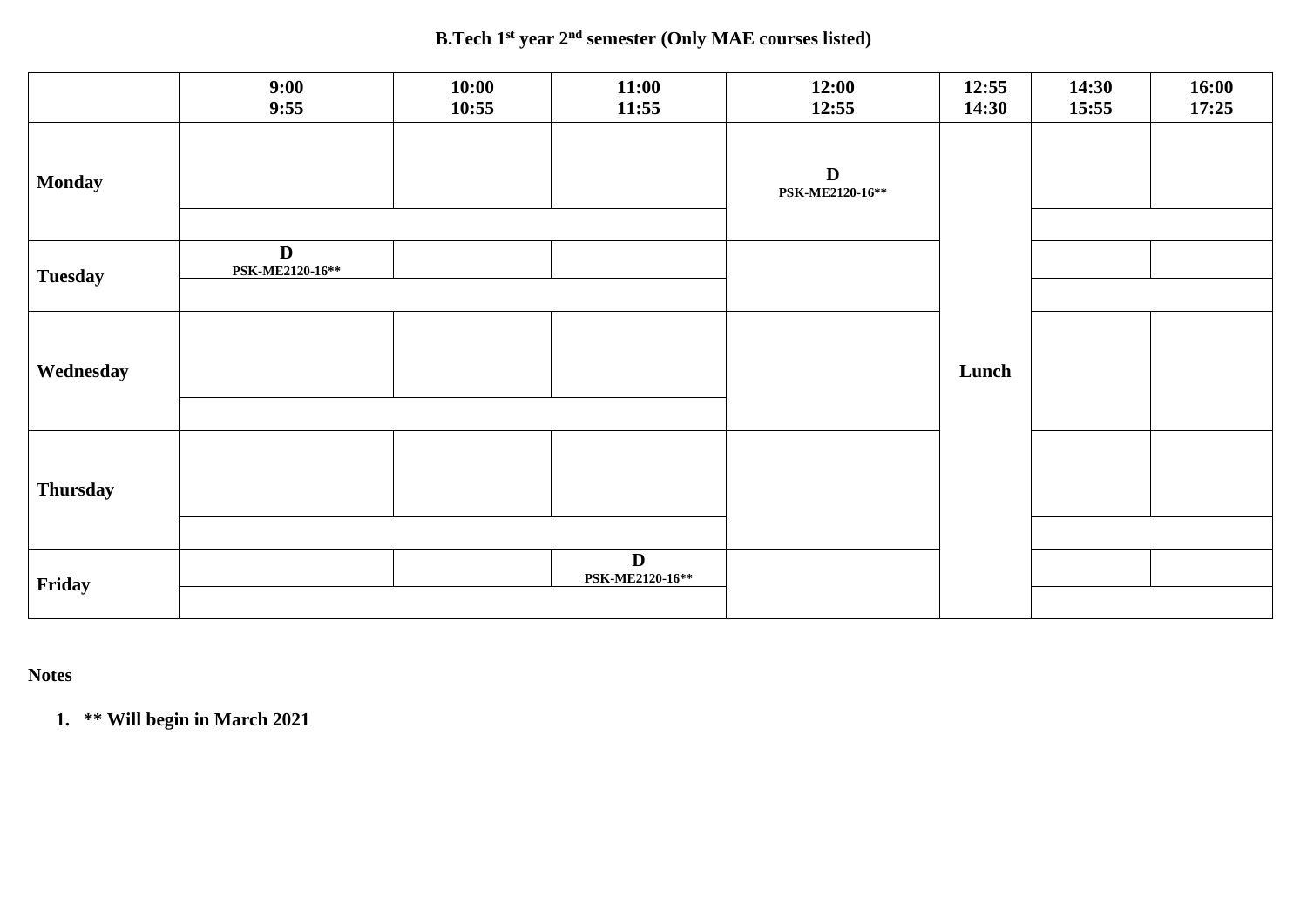**B.Tech 1st year 2nd semester (Only MAE courses listed)**

| | 9:00<br>9:55 | 10:00<br>10:55 | 11:00<br>11:55 | 12:00<br>12:55 | 12:55<br>14:30 | 14:30<br>15:55 | 16:00<br>17:25 |
|---|---|---|---|---|---|---|---|
| **Monday** | | | | **D**<br>**PSK-ME2120-16\*\*** | **Lunch** | | |
| **Tuesday** | **D**<br>**PSK-ME2120-16\*\*** | | | | | | |
| **Wednesday** | | | | | | | |
| **Thursday** | | | | | | | |
| **Friday** | | | **D**<br>**PSK-ME2120-16\*\*** | | | | |

**Notes**

1. **\*\* Will begin in March 2021**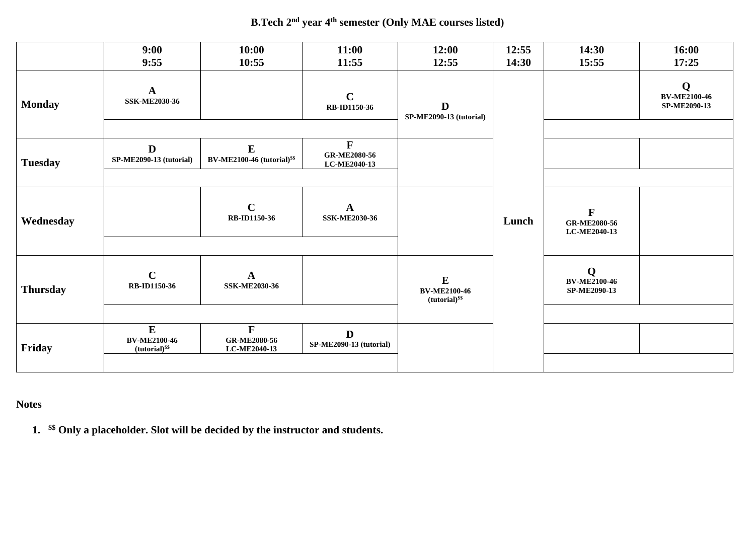**B.Tech 2nd year 4th semester (Only MAE courses listed)**

| | 9:00<br>9:55 | 10:00<br>10:55 | 11:00<br>11:55 | 12:00<br>12:55 | 12:55<br>14:30 | 14:30<br>15:55 | 16:00<br>17:25 |
|---|---|---|---|---|---|---|---|
| **Monday** | **A**<br>SSK-ME2030-36 | | **C**<br>RB-ID1150-36 | **D**<br>SP-ME2090-13 (tutorial) | Lunch | | **Q**<br>BV-ME2100-46<br>SP-ME2090-13 |
| **Tuesday** | **D**<br>SP-ME2090-13 (tutorial) | **E**<br>BV-ME2100-46 (tutorial)[$$] | **F**<br>GR-ME2080-56<br>LC-ME2040-13 | | Lunch | | |
| **Wednesday** | | **C**<br>RB-ID1150-36 | **A**<br>SSK-ME2030-36 | | Lunch | **F**<br>GR-ME2080-56<br>LC-ME2040-13 | |
| **Thursday** | **C**<br>RB-ID1150-36 | **A**<br>SSK-ME2030-36 | | **E**<br>BV-ME2100-46<br>(tutorial)[$$] | Lunch | **Q**<br>BV-ME2100-46<br>SP-ME2090-13 | |
| **Friday** | **E**<br>BV-ME2100-46<br>(tutorial)[$$] | **F**<br>GR-ME2080-56<br>LC-ME2040-13 | **D**<br>SP-ME2090-13 (tutorial) | | Lunch | | |

**Notes**

1. **[$$] Only a placeholder. Slot will be decided by the instructor and students.**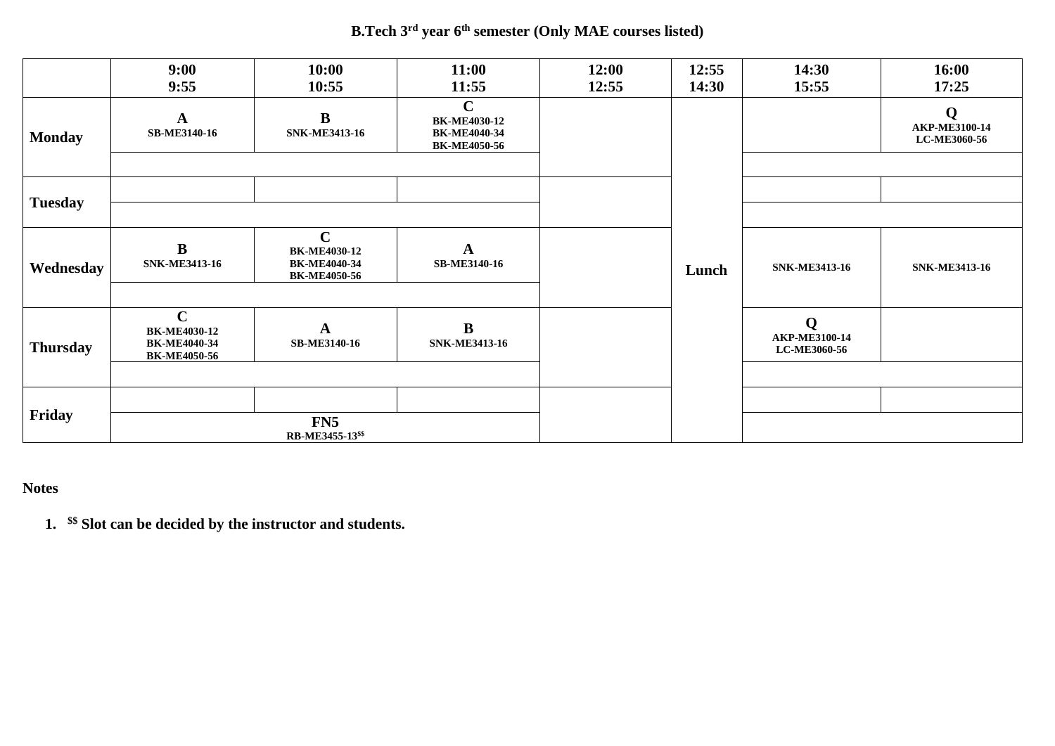**B.Tech 3rd year 6th semester (Only MAE courses listed)**

| | 9:00<br>9:55 | 10:00<br>10:55 | 11:00<br>11:55 | 12:00<br>12:55 | 12:55<br>14:30 | 14:30<br>15:55 | 16:00<br>17:25 |
|---|---|---|---|---|---|---|---|
| **Monday** | **A**<br>SB-ME3140-16 | **B**<br>SNK-ME3413-16 | **C**<br>BK-ME4030-12<br>BK-ME4040-34<br>BK-ME4050-56 | | **Lunch** | | **Q**<br>AKP-ME3100-14<br>LC-ME3060-56 |
| **Tuesday** | | | | | | | |
| **Wednesday** | **B**<br>SNK-ME3413-16 | **C**<br>BK-ME4030-12<br>BK-ME4040-34<br>BK-ME4050-56 | **A**<br>SB-ME3140-16 | | | SNK-ME3413-16 | SNK-ME3413-16 |
| **Thursday** | **C**<br>BK-ME4030-12<br>BK-ME4040-34<br>BK-ME4050-56 | **A**<br>SB-ME3140-16 | **B**<br>SNK-ME3413-16 | | | **Q**<br>AKP-ME3100-14<br>LC-ME3060-56 | |
| **Friday** | **FN5**<br>RB-ME3455-13$$ | | | | | | |

**Notes**

1. **$$ Slot can be decided by the instructor and students.**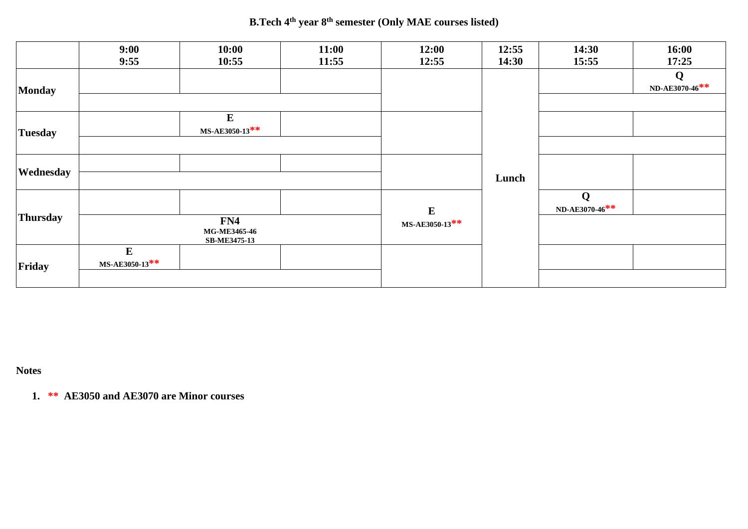# B.Tech 4th year 8th semester (Only MAE courses listed)

| | 9:00<br>9:55 | 10:00<br>10:55 | 11:00<br>11:55 | 12:00<br>12:55 | 12:55<br>14:30 | 14:30<br>15:55 | 16:00<br>17:25 |
|---|---|---|---|---|---|---|---|
| Monday | | | | | Lunch | | Q<br>ND-AE3070-46** |
| Tuesday | | E<br>MS-AE3050-13** | | | Lunch | | |
| Wednesday | | | | | Lunch | | |
| Thursday | | | | E<br>MS-AE3050-13** | Lunch | Q<br>ND-AE3070-46** | |
| | FN4<br>MG-ME3465-46<br>SB-ME3475-13 | | | | | | |
| Friday | E<br>MS-AE3050-13** | | | | Lunch | | |

**Notes**

1. **\*\* AE3050 and AE3070 are Minor courses**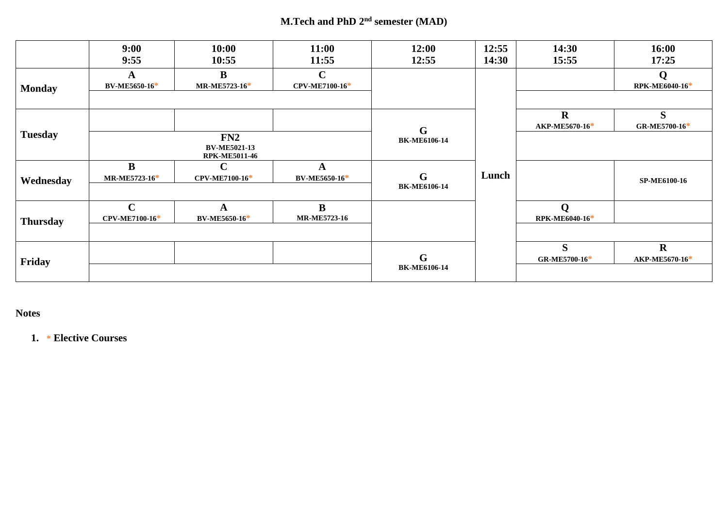# M.Tech and PhD 2nd semester (MAD)

| | 9:00<br>9:55 | 10:00<br>10:55 | 11:00<br>11:55 | 12:00<br>12:55 | 12:55<br>14:30 | 14:30<br>15:55 | 16:00<br>17:25 |
|---|---|---|---|---|---|---|---|
| **Monday** | **A**<br>BV-ME5650-16* | **B**<br>MR-ME5723-16* | **C**<br>CPV-ME7100-16* | | Lunch | | **Q**<br>RPK-ME6040-16* |
| **Tuesday** | **FN2**<br>BV-ME5021-13<br>RPK-ME5011-46 | | | **G**<br>BK-ME6106-14 | Lunch | **R**<br>AKP-ME5670-16* | **S**<br>GR-ME5700-16* |
| **Wednesday** | **B**<br>MR-ME5723-16* | **C**<br>CPV-ME7100-16* | **A**<br>BV-ME5650-16* | **G**<br>BK-ME6106-14 | Lunch | | SP-ME6100-16 |
| **Thursday** | **C**<br>CPV-ME7100-16* | **A**<br>BV-ME5650-16* | **B**<br>MR-ME5723-16 | | Lunch | **Q**<br>RPK-ME6040-16* | |
| **Friday** | | | | **G**<br>BK-ME6106-14 | Lunch | **S**<br>GR-ME5700-16* | **R**<br>AKP-ME5670-16* |

**Notes**

1. * **Elective Courses**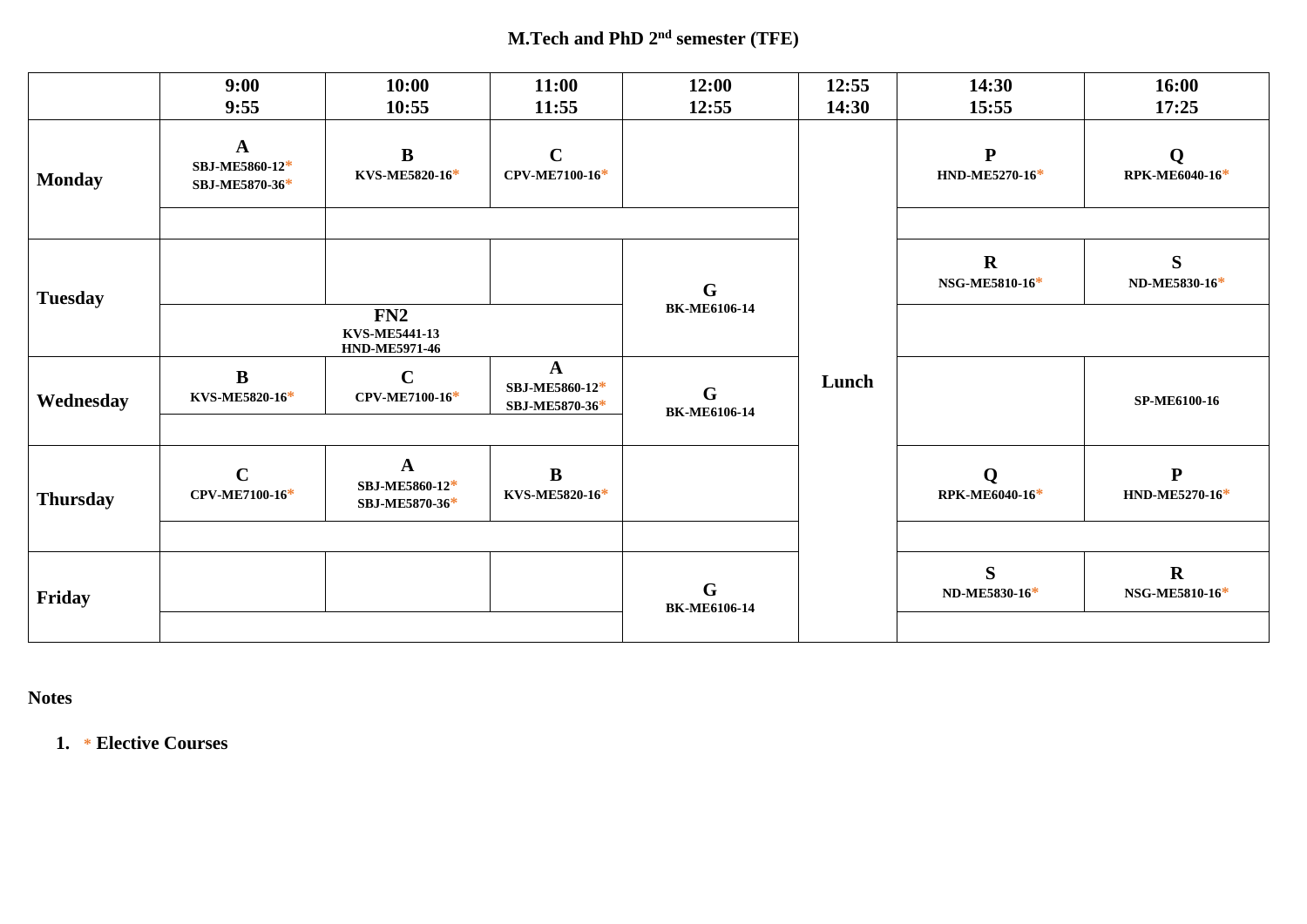# M.Tech and PhD 2nd semester (TFE)

| | 9:00 9:55 | 10:00 10:55 | 11:00 11:55 | 12:00 12:55 | 12:55 14:30 | 14:30 15:55 | 16:00 17:25 |
|---|---|---|---|---|---|---|---|
| **Monday** | **A** SBJ-ME5860-12* SBJ-ME5870-36* | **B** KVS-ME5820-16* | **C** CPV-ME7100-16* | | Lunch | **P** HND-ME5270-16* | **Q** RPK-ME6040-16* |
| **Tuesday** | **FN2** KVS-ME5441-13 HND-ME5971-46 | | | **G** BK-ME6106-14 | Lunch | **R** NSG-ME5810-16* | **S** ND-ME5830-16* |
| **Wednesday** | **B** KVS-ME5820-16* | **C** CPV-ME7100-16* | **A** SBJ-ME5860-12* SBJ-ME5870-36* | **G** BK-ME6106-14 | Lunch | | SP-ME6100-16 |
| **Thursday** | **C** CPV-ME7100-16* | **A** SBJ-ME5860-12* SBJ-ME5870-36* | **B** KVS-ME5820-16* | | Lunch | **Q** RPK-ME6040-16* | **P** HND-ME5270-16* |
| **Friday** | | | | **G** BK-ME6106-14 | Lunch | **S** ND-ME5830-16* | **R** NSG-ME5810-16* |

**Notes**

1. * **Elective Courses**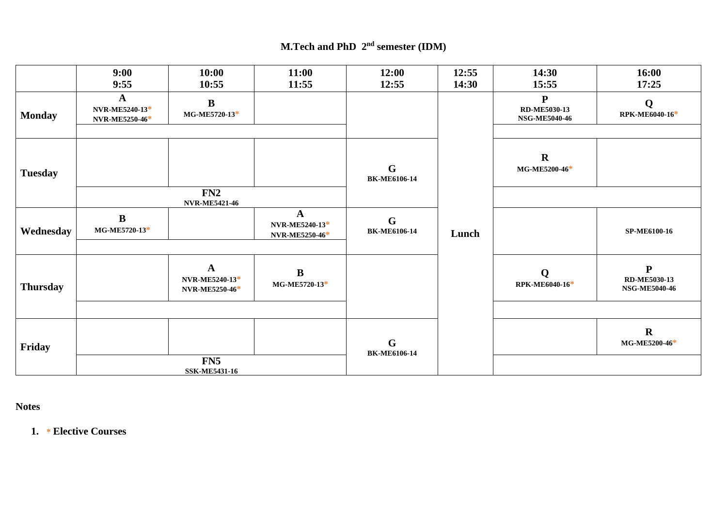# M.Tech and PhD 2nd semester (IDM)

| | 9:00 9:55 | 10:00 10:55 | 11:00 11:55 | 12:00 12:55 | 12:55 14:30 | 14:30 15:55 | 16:00 17:25 |
|---|---|---|---|---|---|---|---|
| **Monday** | **A** NVR-ME5240-13* NVR-ME5250-46* | **B** MG-ME5720-13* | | | Lunch | **P** RD-ME5030-13 NSG-ME5040-46 | **Q** RPK-ME6040-16* |
| **Tuesday** | | | | **G** BK-ME6106-14 | Lunch | **R** MG-ME5200-46* | |
| | **FN2** NVR-ME5421-46 | | | | | | |
| **Wednesday** | **B** MG-ME5720-13* | | **A** NVR-ME5240-13* NVR-ME5250-46* | **G** BK-ME6106-14 | Lunch | | SP-ME6100-16 |
| **Thursday** | | **A** NVR-ME5240-13* NVR-ME5250-46* | **B** MG-ME5720-13* | | Lunch | **Q** RPK-ME6040-16* | **P** RD-ME5030-13 NSG-ME5040-46 |
| **Friday** | | | | **G** BK-ME6106-14 | Lunch | | **R** MG-ME5200-46* |
| | **FN5** SSK-ME5431-16 | | | | | | |

**Notes**

1. * **Elective Courses**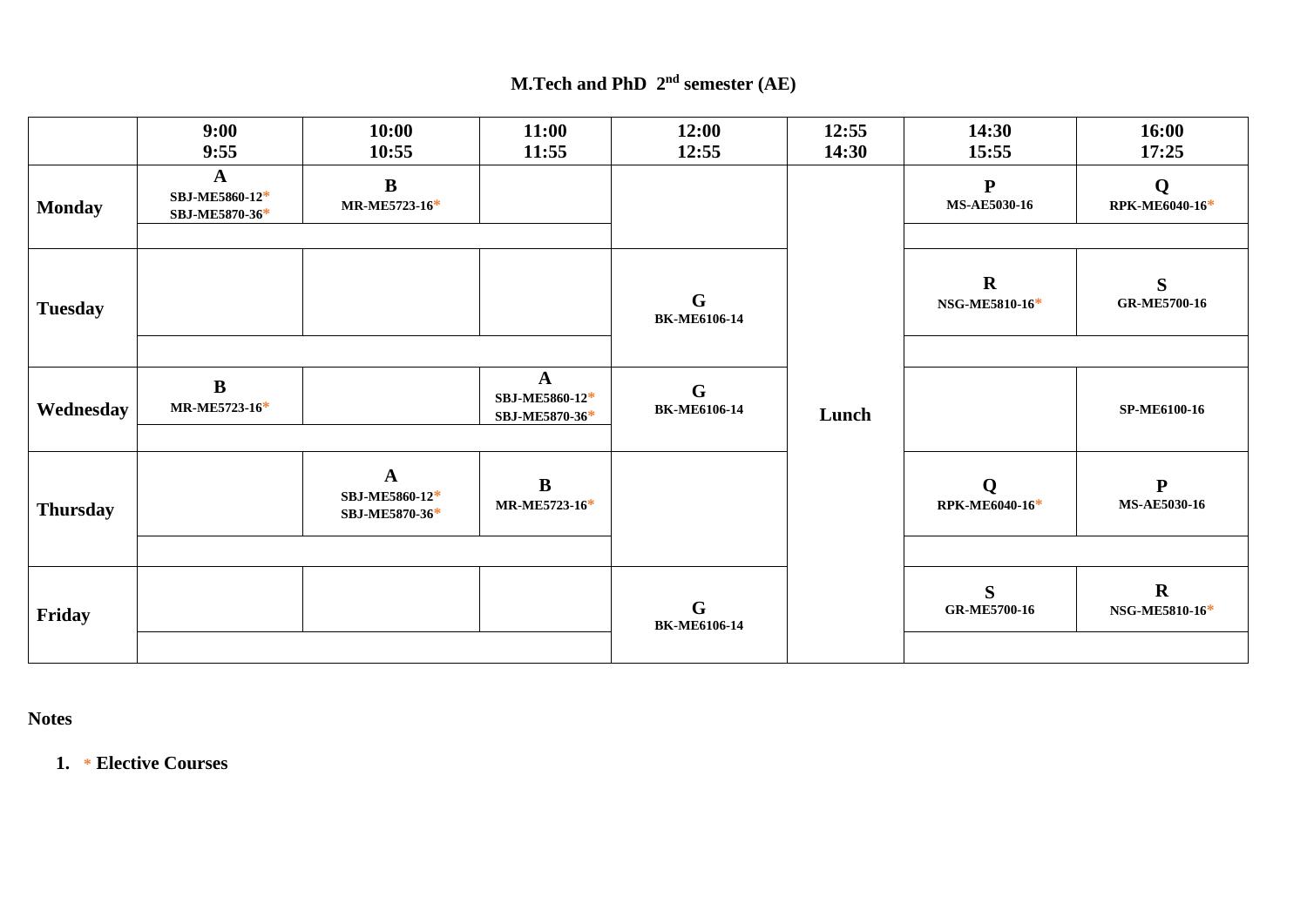# M.Tech and PhD 2nd semester (AE)

| | 9:00 9:55 | 10:00 10:55 | 11:00 11:55 | 12:00 12:55 | 12:55 14:30 | 14:30 15:55 | 16:00 17:25 |
|---|---|---|---|---|---|---|---|
| **Monday** | **A** SBJ-ME5860-12* SBJ-ME5870-36* | **B** MR-ME5723-16* | | | Lunch | **P** MS-AE5030-16 | **Q** RPK-ME6040-16* |
| **Tuesday** | | | | **G** BK-ME6106-14 | Lunch | **R** NSG-ME5810-16* | **S** GR-ME5700-16 |
| **Wednesday** | **B** MR-ME5723-16* | | **A** SBJ-ME5860-12* SBJ-ME5870-36* | **G** BK-ME6106-14 | Lunch | | SP-ME6100-16 |
| **Thursday** | | **A** SBJ-ME5860-12* SBJ-ME5870-36* | **B** MR-ME5723-16* | | Lunch | **Q** RPK-ME6040-16* | **P** MS-AE5030-16 |
| **Friday** | | | | **G** BK-ME6106-14 | Lunch | **S** GR-ME5700-16 | **R** NSG-ME5810-16* |

**Notes**

1. * **Elective Courses**